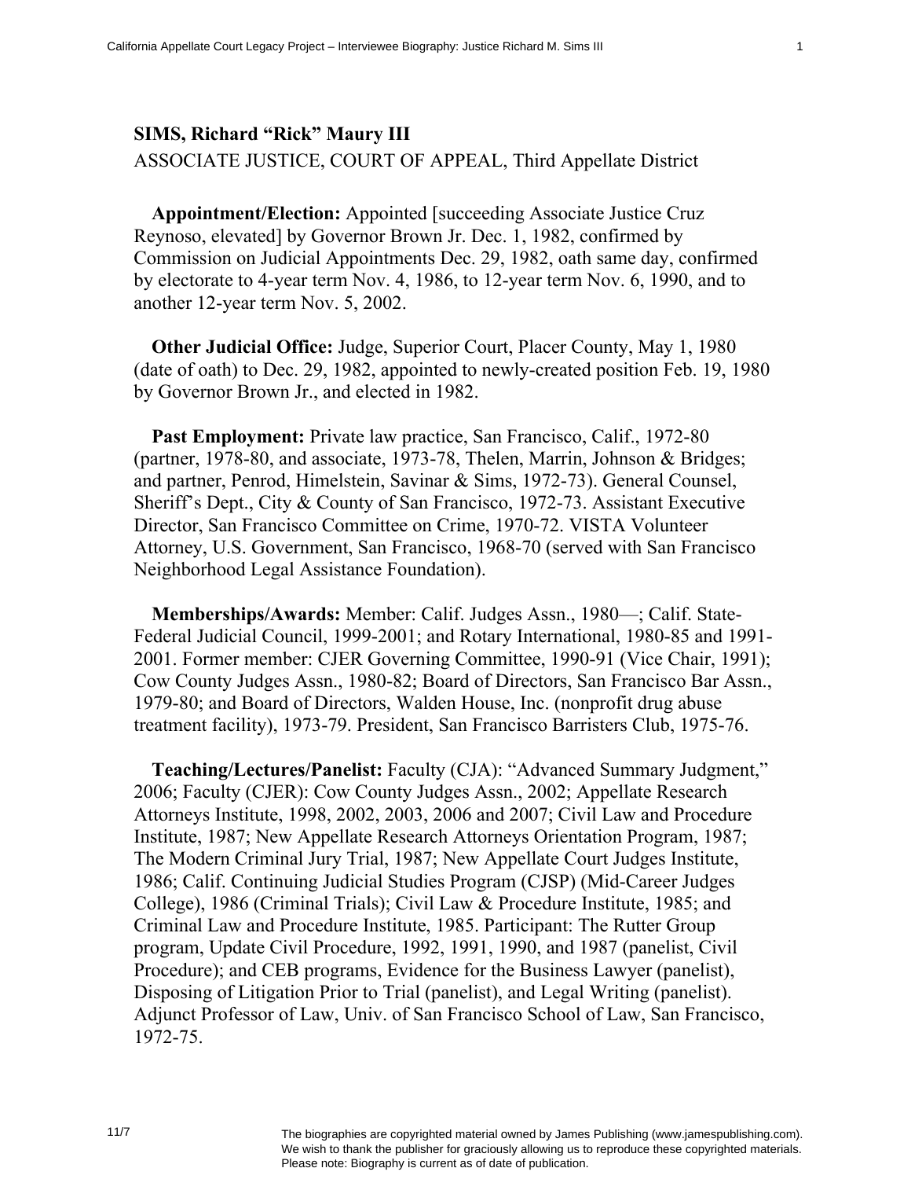**SIMS, Richard "Rick" Maury III**

ASSOCIATE JUSTICE, COURT OF APPEAL, Third Appellate District

**Appointment/Election:** Appointed [succeeding Associate Justice Cruz Reynoso, elevated] by Governor Brown Jr. Dec. 1, 1982, confirmed by Commission on Judicial Appointments Dec. 29, 1982, oath same day, confirmed by electorate to 4-year term Nov. 4, 1986, to 12-year term Nov. 6, 1990, and to another 12-year term Nov. 5, 2002.

**Other Judicial Office:** Judge, Superior Court, Placer County, May 1, 1980 (date of oath) to Dec. 29, 1982, appointed to newly-created position Feb. 19, 1980 by Governor Brown Jr., and elected in 1982.

**Past Employment:** Private law practice, San Francisco, Calif., 1972-80 (partner, 1978-80, and associate, 1973-78, Thelen, Marrin, Johnson & Bridges; and partner, Penrod, Himelstein, Savinar & Sims, 1972-73). General Counsel, Sheriff's Dept., City & County of San Francisco, 1972-73. Assistant Executive Director, San Francisco Committee on Crime, 1970-72. VISTA Volunteer Attorney, U.S. Government, San Francisco, 1968-70 (served with San Francisco Neighborhood Legal Assistance Foundation).

**Memberships/Awards:** Member: Calif. Judges Assn., 1980—; Calif. State-Federal Judicial Council, 1999-2001; and Rotary International, 1980-85 and 1991-2001. Former member: CJER Governing Committee, 1990-91 (Vice Chair, 1991); Cow County Judges Assn., 1980-82; Board of Directors, San Francisco Bar Assn., 1979-80; and Board of Directors, Walden House, Inc. (nonprofit drug abuse treatment facility), 1973-79. President, San Francisco Barristers Club, 1975-76.

**Teaching/Lectures/Panelist:** Faculty (CJA): "Advanced Summary Judgment," 2006; Faculty (CJER): Cow County Judges Assn., 2002; Appellate Research Attorneys Institute, 1998, 2002, 2003, 2006 and 2007; Civil Law and Procedure Institute, 1987; New Appellate Research Attorneys Orientation Program, 1987; The Modern Criminal Jury Trial, 1987; New Appellate Court Judges Institute, 1986; Calif. Continuing Judicial Studies Program (CJSP) (Mid-Career Judges College), 1986 (Criminal Trials); Civil Law & Procedure Institute, 1985; and Criminal Law and Procedure Institute, 1985. Participant: The Rutter Group program, Update Civil Procedure, 1992, 1991, 1990, and 1987 (panelist, Civil Procedure); and CEB programs, Evidence for the Business Lawyer (panelist), Disposing of Litigation Prior to Trial (panelist), and Legal Writing (panelist). Adjunct Professor of Law, Univ. of San Francisco School of Law, San Francisco, 1972-75.

The biographies are copyrighted material owned by James Publishing (www.jamespublishing.com). We wish to thank the publisher for graciously allowing us to reproduce these copyrighted materials. Please note: Biography is current as of date of publication.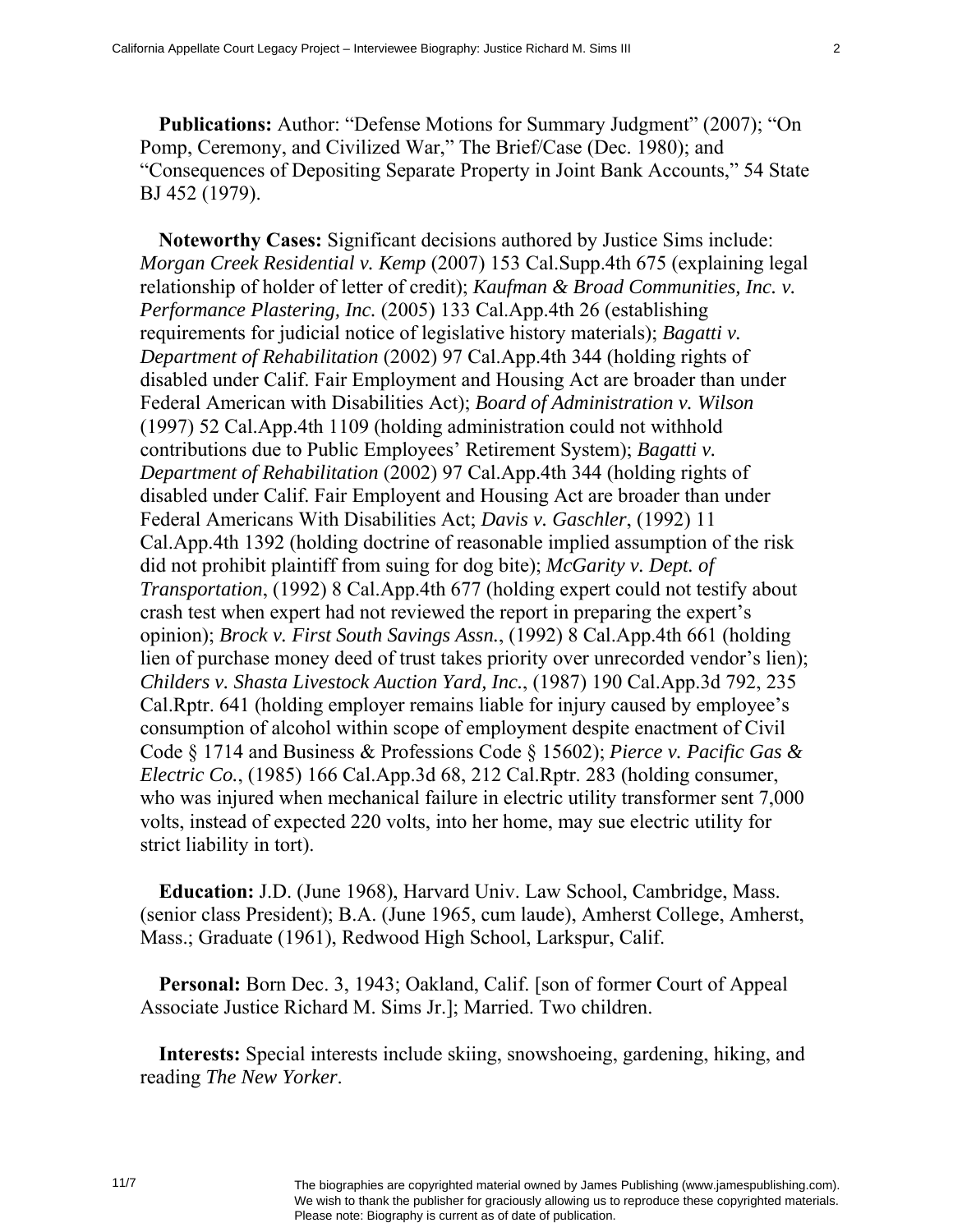**Publications:** Author: "Defense Motions for Summary Judgment" (2007); "On Pomp, Ceremony, and Civilized War," The Brief/Case (Dec. 1980); and "Consequences of Depositing Separate Property in Joint Bank Accounts," 54 State BJ 452 (1979).

**Noteworthy Cases:** Significant decisions authored by Justice Sims include: *Morgan Creek Residential v. Kemp* (2007) 153 Cal.Supp.4th 675 (explaining legal relationship of holder of letter of credit); *Kaufman & Broad Communities, Inc. v. Performance Plastering, Inc.* (2005) 133 Cal.App.4th 26 (establishing requirements for judicial notice of legislative history materials); *Bagatti v. Department of Rehabilitation* (2002) 97 Cal.App.4th 344 (holding rights of disabled under Calif. Fair Employment and Housing Act are broader than under Federal American with Disabilities Act); *Board of Administration v. Wilson* (1997) 52 Cal.App.4th 1109 (holding administration could not withhold contributions due to Public Employees' Retirement System); *Bagatti v. Department of Rehabilitation* (2002) 97 Cal.App.4th 344 (holding rights of disabled under Calif. Fair Employent and Housing Act are broader than under Federal Americans With Disabilities Act; *Davis v. Gaschler*, (1992) 11 Cal.App.4th 1392 (holding doctrine of reasonable implied assumption of the risk did not prohibit plaintiff from suing for dog bite); *McGarity v. Dept. of Transportation*, (1992) 8 Cal.App.4th 677 (holding expert could not testify about crash test when expert had not reviewed the report in preparing the expert's opinion); *Brock v. First South Savings Assn.*, (1992) 8 Cal.App.4th 661 (holding lien of purchase money deed of trust takes priority over unrecorded vendor's lien); *Childers v. Shasta Livestock Auction Yard, Inc.*, (1987) 190 Cal.App.3d 792, 235 Cal.Rptr. 641 (holding employer remains liable for injury caused by employee's consumption of alcohol within scope of employment despite enactment of Civil Code § 1714 and Business & Professions Code § 15602); *Pierce v. Pacific Gas & Electric Co.*, (1985) 166 Cal.App.3d 68, 212 Cal.Rptr. 283 (holding consumer, who was injured when mechanical failure in electric utility transformer sent 7,000 volts, instead of expected 220 volts, into her home, may sue electric utility for strict liability in tort).

**Education:** J.D. (June 1968), Harvard Univ. Law School, Cambridge, Mass. (senior class President); B.A. (June 1965, cum laude), Amherst College, Amherst, Mass.; Graduate (1961), Redwood High School, Larkspur, Calif.

**Personal:** Born Dec. 3, 1943; Oakland, Calif. [son of former Court of Appeal Associate Justice Richard M. Sims Jr.]; Married. Two children.

**Interests:** Special interests include skiing, snowshoeing, gardening, hiking, and reading *The New Yorker*.

11/7

The biographies are copyrighted material owned by James Publishing (www.jamespublishing.com). We wish to thank the publisher for graciously allowing us to reproduce these copyrighted materials. Please note: Biography is current as of date of publication.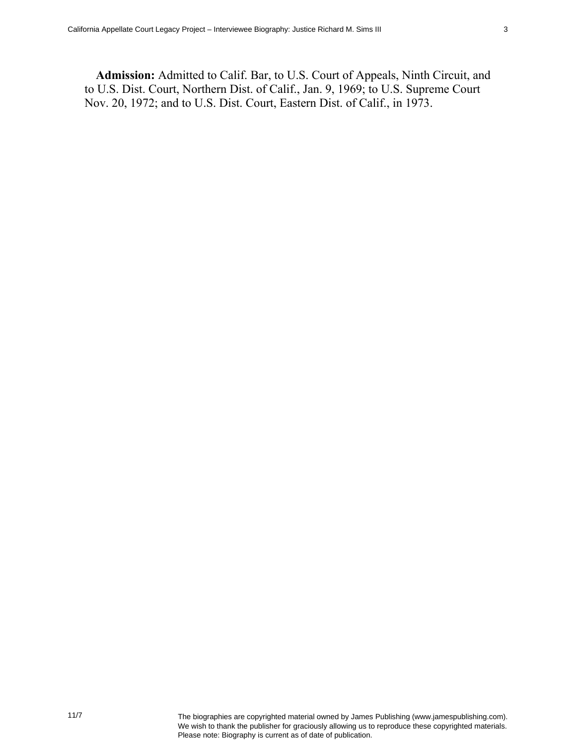**Admission:** Admitted to Calif. Bar, to U.S. Court of Appeals, Ninth Circuit, and to U.S. Dist. Court, Northern Dist. of Calif., Jan. 9, 1969; to U.S. Supreme Court Nov. 20, 1972; and to U.S. Dist. Court, Eastern Dist. of Calif., in 1973.